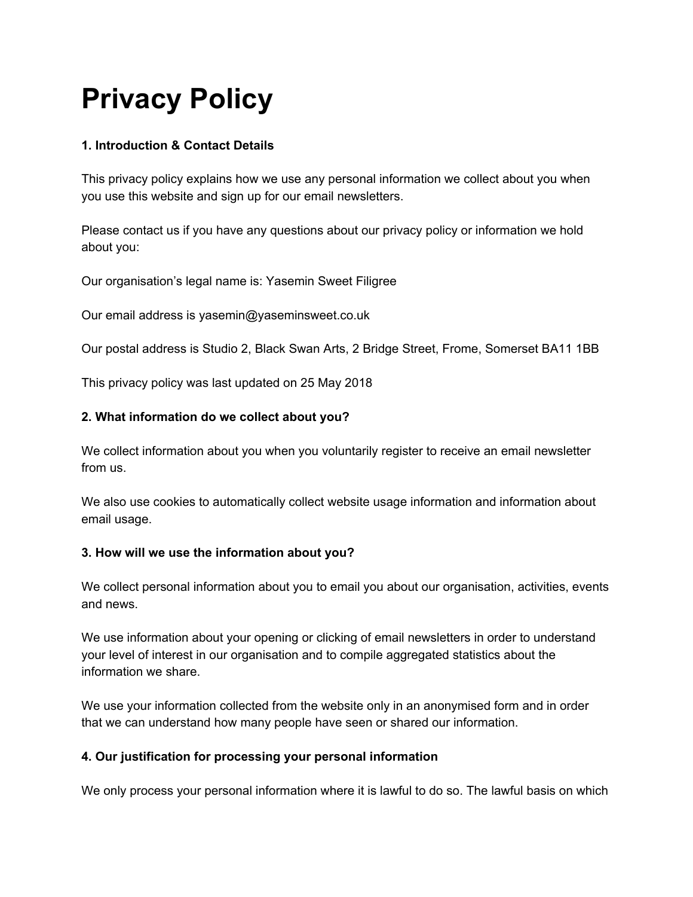# Privacy Policy

**1. Introduction & Contact Details**

This privacy policy explains how we use any personal information we collect about you when you use this website and sign up for our email newsletters.

Please contact us if you have any questions about our privacy policy or information we hold about you:

Our organisation's legal name is: Yasemin Sweet Filigree

Our email address is yasemin@yaseminsweet.co.uk

Our postal address is Studio 2, Black Swan Arts, 2 Bridge Street, Frome, Somerset BA11 1BB

This privacy policy was last updated on 25 May 2018

**2. What information do we collect about you?**

We collect information about you when you voluntarily register to receive an email newsletter from us.

We also use cookies to automatically collect website usage information and information about email usage.

**3. How will we use the information about you?**

We collect personal information about you to email you about our organisation, activities, events and news.

We use information about your opening or clicking of email newsletters in order to understand your level of interest in our organisation and to compile aggregated statistics about the information we share.

We use your information collected from the website only in an anonymised form and in order that we can understand how many people have seen or shared our information.

**4. Our justification for processing your personal information**

We only process your personal information where it is lawful to do so. The lawful basis on which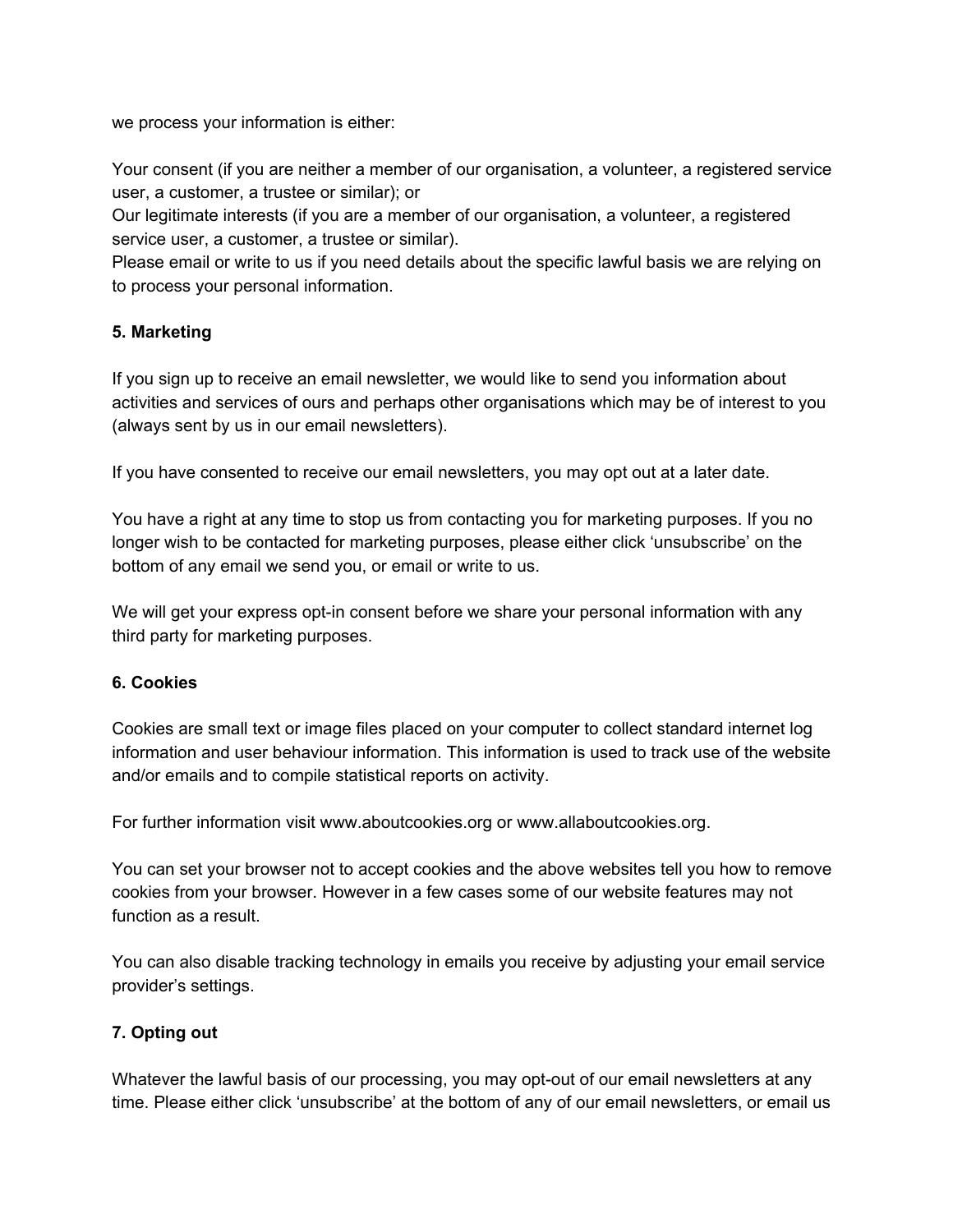we process your information is either:

Your consent (if you are neither a member of our organisation, a volunteer, a registered service user, a customer, a trustee or similar); or
Our legitimate interests (if you are a member of our organisation, a volunteer, a registered service user, a customer, a trustee or similar).
Please email or write to us if you need details about the specific lawful basis we are relying on to process your personal information.

**5. Marketing**

If you sign up to receive an email newsletter, we would like to send you information about activities and services of ours and perhaps other organisations which may be of interest to you (always sent by us in our email newsletters).

If you have consented to receive our email newsletters, you may opt out at a later date.

You have a right at any time to stop us from contacting you for marketing purposes. If you no longer wish to be contacted for marketing purposes, please either click 'unsubscribe' on the bottom of any email we send you, or email or write to us.

We will get your express opt-in consent before we share your personal information with any third party for marketing purposes.

**6. Cookies**

Cookies are small text or image files placed on your computer to collect standard internet log information and user behaviour information. This information is used to track use of the website and/or emails and to compile statistical reports on activity.

For further information visit www.aboutcookies.org or www.allaboutcookies.org.

You can set your browser not to accept cookies and the above websites tell you how to remove cookies from your browser. However in a few cases some of our website features may not function as a result.

You can also disable tracking technology in emails you receive by adjusting your email service provider's settings.

**7. Opting out**

Whatever the lawful basis of our processing, you may opt-out of our email newsletters at any time. Please either click 'unsubscribe' at the bottom of any of our email newsletters, or email us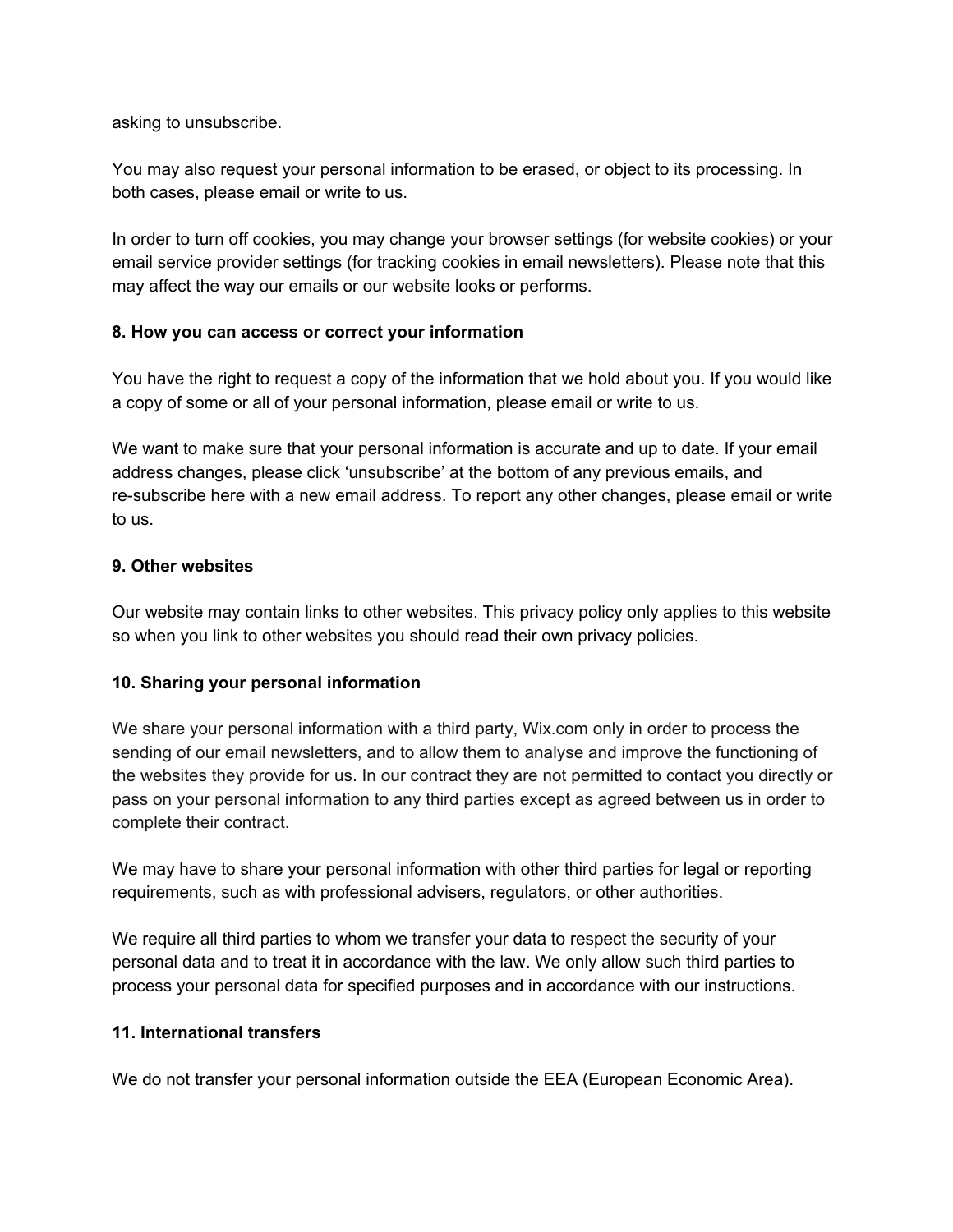asking to unsubscribe.

You may also request your personal information to be erased, or object to its processing. In both cases, please email or write to us.

In order to turn off cookies, you may change your browser settings (for website cookies) or your email service provider settings (for tracking cookies in email newsletters). Please note that this may affect the way our emails or our website looks or performs.

**8. How you can access or correct your information**

You have the right to request a copy of the information that we hold about you. If you would like a copy of some or all of your personal information, please email or write to us.

We want to make sure that your personal information is accurate and up to date. If your email address changes, please click 'unsubscribe' at the bottom of any previous emails, and re-subscribe here with a new email address. To report any other changes, please email or write to us.

**9. Other websites**

Our website may contain links to other websites. This privacy policy only applies to this website so when you link to other websites you should read their own privacy policies.

**10. Sharing your personal information**

We share your personal information with a third party, Wix.com only in order to process the sending of our email newsletters, and to allow them to analyse and improve the functioning of the websites they provide for us. In our contract they are not permitted to contact you directly or pass on your personal information to any third parties except as agreed between us in order to complete their contract.

We may have to share your personal information with other third parties for legal or reporting requirements, such as with professional advisers, regulators, or other authorities.

We require all third parties to whom we transfer your data to respect the security of your personal data and to treat it in accordance with the law. We only allow such third parties to process your personal data for specified purposes and in accordance with our instructions.

**11. International transfers**

We do not transfer your personal information outside the EEA (European Economic Area).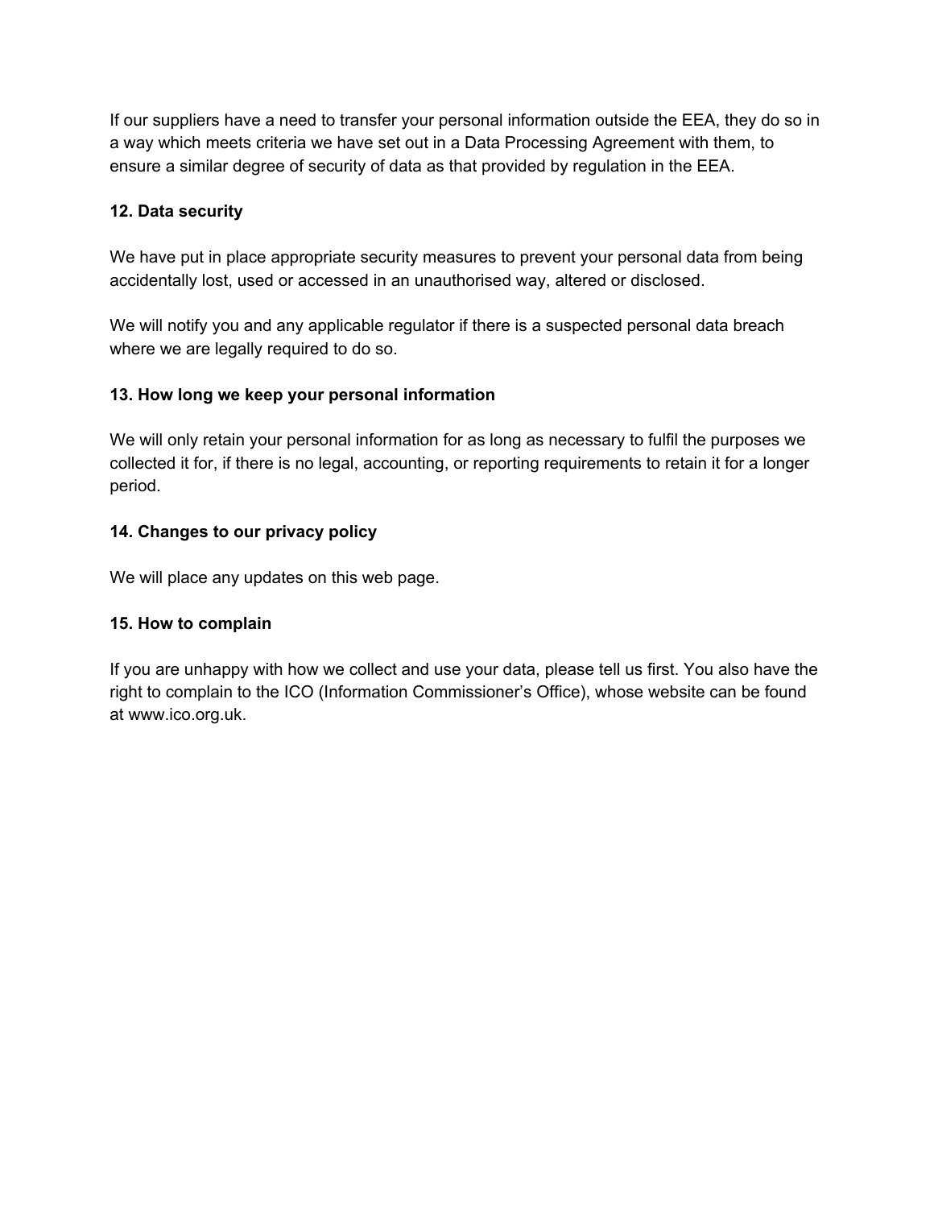If our suppliers have a need to transfer your personal information outside the EEA, they do so in a way which meets criteria we have set out in a Data Processing Agreement with them, to ensure a similar degree of security of data as that provided by regulation in the EEA.

**12. Data security**

We have put in place appropriate security measures to prevent your personal data from being accidentally lost, used or accessed in an unauthorised way, altered or disclosed.

We will notify you and any applicable regulator if there is a suspected personal data breach where we are legally required to do so.

**13. How long we keep your personal information**

We will only retain your personal information for as long as necessary to fulfil the purposes we collected it for, if there is no legal, accounting, or reporting requirements to retain it for a longer period.

**14. Changes to our privacy policy**

We will place any updates on this web page.

**15. How to complain**

If you are unhappy with how we collect and use your data, please tell us first. You also have the right to complain to the ICO (Information Commissioner's Office), whose website can be found at www.ico.org.uk.